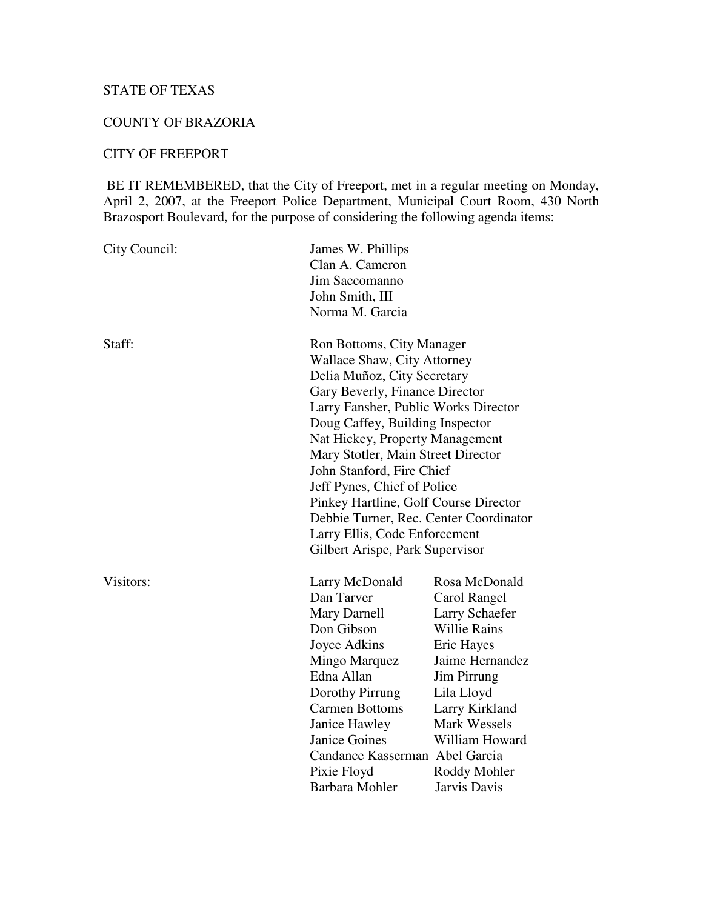STATE OF TEXAS

COUNTY OF BRAZORIA

CITY OF FREEPORT

BE IT REMEMBERED, that the City of Freeport, met in a regular meeting on Monday, April 2, 2007, at the Freeport Police Department, Municipal Court Room, 430 North Brazosport Boulevard, for the purpose of considering the following agenda items:

City Council:

James W. Phillips
Clan A. Cameron
Jim Saccomanno
John Smith, III
Norma M. Garcia

Staff:

Ron Bottoms, City Manager
Wallace Shaw, City Attorney
Delia Muñoz, City Secretary
Gary Beverly, Finance Director
Larry Fansher, Public Works Director
Doug Caffey, Building Inspector
Nat Hickey, Property Management
Mary Stotler, Main Street Director
John Stanford, Fire Chief
Jeff Pynes, Chief of Police
Pinkey Hartline, Golf Course Director
Debbie Turner, Rec. Center Coordinator
Larry Ellis, Code Enforcement
Gilbert Arispe, Park Supervisor

Visitors:

| | |
|---|---|
| Larry McDonald | Rosa McDonald |
| Dan Tarver | Carol Rangel |
| Mary Darnell | Larry Schaefer |
| Don Gibson | Willie Rains |
| Joyce Adkins | Eric Hayes |
| Mingo Marquez | Jaime Hernandez |
| Edna Allan | Jim Pirrung |
| Dorothy Pirrung | Lila Lloyd |
| Carmen Bottoms | Larry Kirkland |
| Janice Hawley | Mark Wessels |
| Janice Goines | William Howard |
| Candance Kasserman | Abel Garcia |
| Pixie Floyd | Roddy Mohler |
| Barbara Mohler | Jarvis Davis |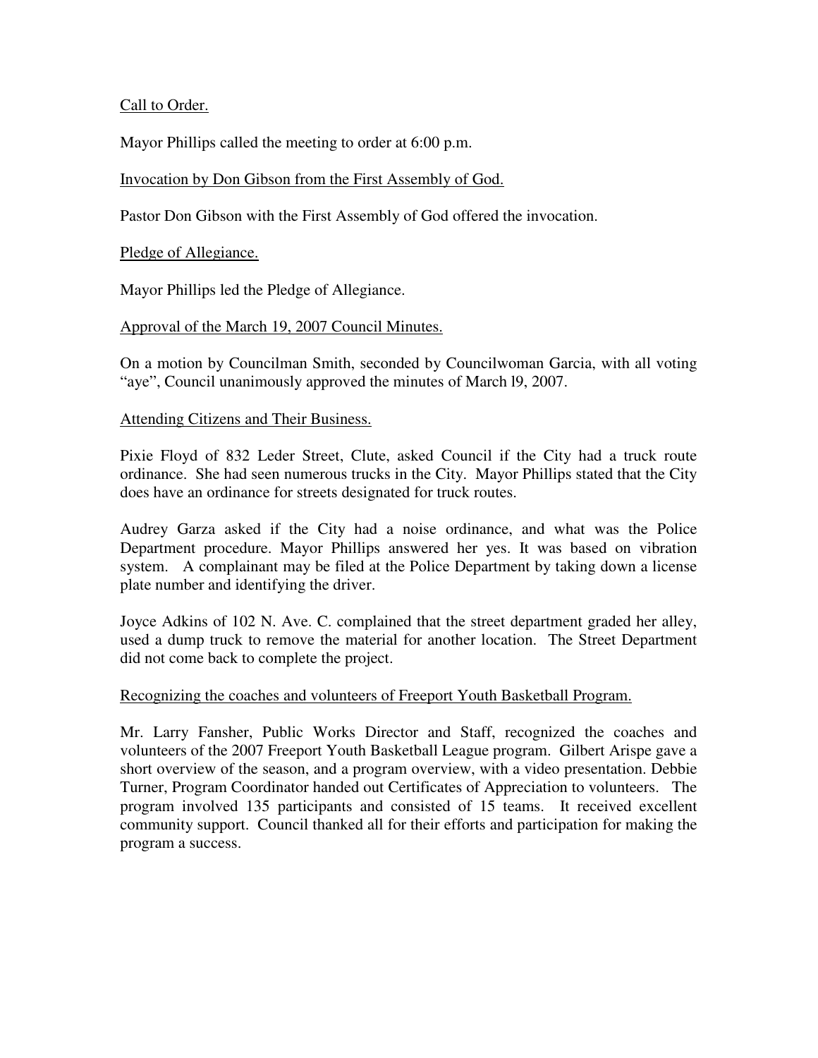Call to Order.

Mayor Phillips called the meeting to order at 6:00 p.m.

Invocation by Don Gibson from the First Assembly of God.

Pastor Don Gibson with the First Assembly of God offered the invocation.

Pledge of Allegiance.

Mayor Phillips led the Pledge of Allegiance.

Approval of the March 19, 2007 Council Minutes.

On a motion by Councilman Smith, seconded by Councilwoman Garcia, with all voting "aye", Council unanimously approved the minutes of March l9, 2007.

Attending Citizens and Their Business.

Pixie Floyd of 832 Leder Street, Clute, asked Council if the City had a truck route ordinance. She had seen numerous trucks in the City. Mayor Phillips stated that the City does have an ordinance for streets designated for truck routes.

Audrey Garza asked if the City had a noise ordinance, and what was the Police Department procedure. Mayor Phillips answered her yes. It was based on vibration system. A complainant may be filed at the Police Department by taking down a license plate number and identifying the driver.

Joyce Adkins of 102 N. Ave. C. complained that the street department graded her alley, used a dump truck to remove the material for another location. The Street Department did not come back to complete the project.

Recognizing the coaches and volunteers of Freeport Youth Basketball Program.

Mr. Larry Fansher, Public Works Director and Staff, recognized the coaches and volunteers of the 2007 Freeport Youth Basketball League program. Gilbert Arispe gave a short overview of the season, and a program overview, with a video presentation. Debbie Turner, Program Coordinator handed out Certificates of Appreciation to volunteers. The program involved 135 participants and consisted of 15 teams. It received excellent community support. Council thanked all for their efforts and participation for making the program a success.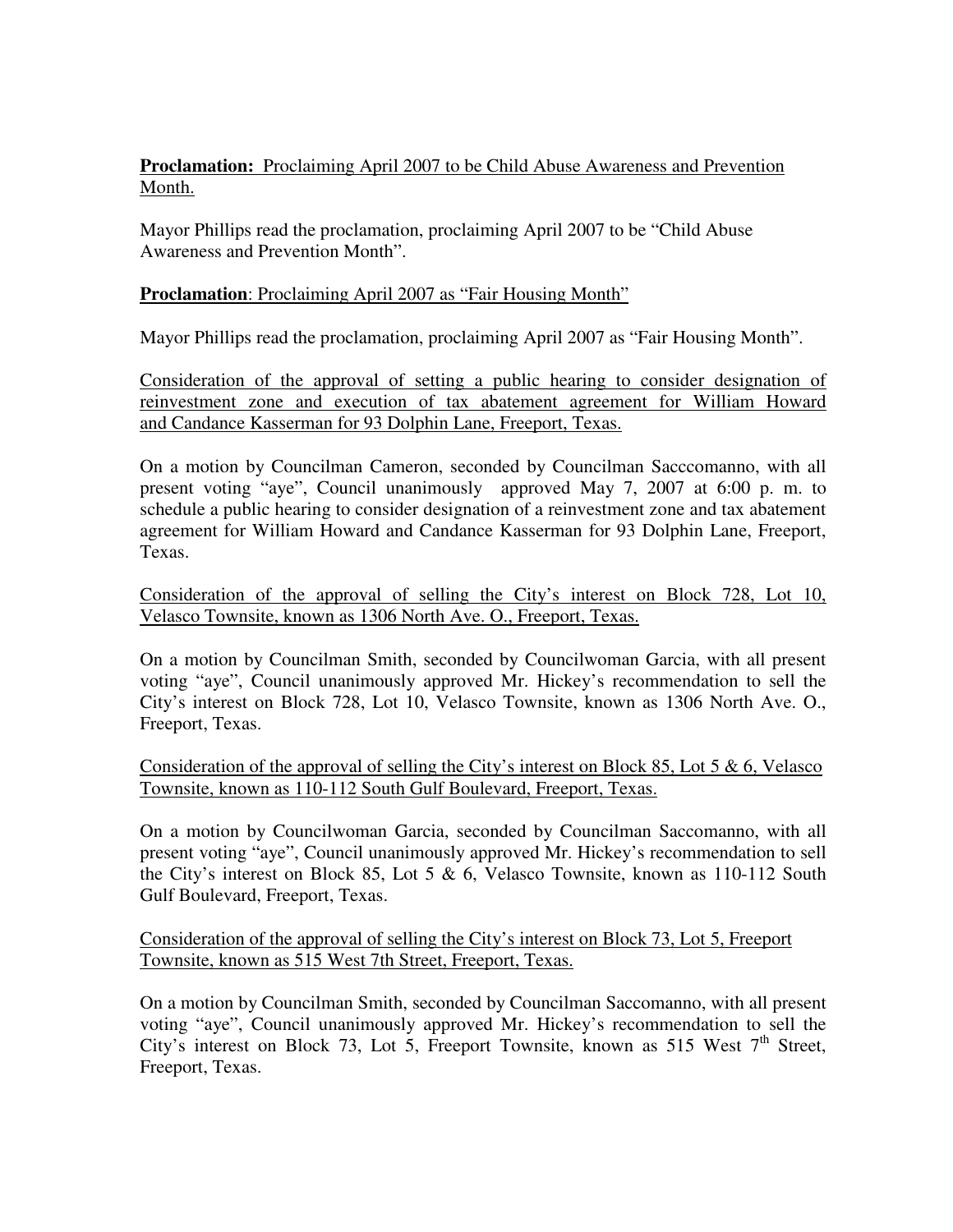**Proclamation:** Proclaiming April 2007 to be Child Abuse Awareness and Prevention Month.

Mayor Phillips read the proclamation, proclaiming April 2007 to be "Child Abuse Awareness and Prevention Month".

**Proclamation**: Proclaiming April 2007 as "Fair Housing Month"

Mayor Phillips read the proclamation, proclaiming April 2007 as "Fair Housing Month".

Consideration of the approval of setting a public hearing to consider designation of reinvestment zone and execution of tax abatement agreement for William Howard and Candance Kasserman for 93 Dolphin Lane, Freeport, Texas.

On a motion by Councilman Cameron, seconded by Councilman Sacccomanno, with all present voting "aye", Council unanimously approved May 7, 2007 at 6:00 p. m. to schedule a public hearing to consider designation of a reinvestment zone and tax abatement agreement for William Howard and Candance Kasserman for 93 Dolphin Lane, Freeport, Texas.

Consideration of the approval of selling the City's interest on Block 728, Lot 10, Velasco Townsite, known as 1306 North Ave. O., Freeport, Texas.

On a motion by Councilman Smith, seconded by Councilwoman Garcia, with all present voting "aye", Council unanimously approved Mr. Hickey's recommendation to sell the City's interest on Block 728, Lot 10, Velasco Townsite, known as 1306 North Ave. O., Freeport, Texas.

Consideration of the approval of selling the City's interest on Block 85, Lot 5 & 6, Velasco Townsite, known as 110-112 South Gulf Boulevard, Freeport, Texas.

On a motion by Councilwoman Garcia, seconded by Councilman Saccomanno, with all present voting "aye", Council unanimously approved Mr. Hickey's recommendation to sell the City's interest on Block 85, Lot 5 & 6, Velasco Townsite, known as 110-112 South Gulf Boulevard, Freeport, Texas.

Consideration of the approval of selling the City's interest on Block 73, Lot 5, Freeport Townsite, known as 515 West 7th Street, Freeport, Texas.

On a motion by Councilman Smith, seconded by Councilman Saccomanno, with all present voting "aye", Council unanimously approved Mr. Hickey's recommendation to sell the City's interest on Block 73, Lot 5, Freeport Townsite, known as 515 West 7th Street, Freeport, Texas.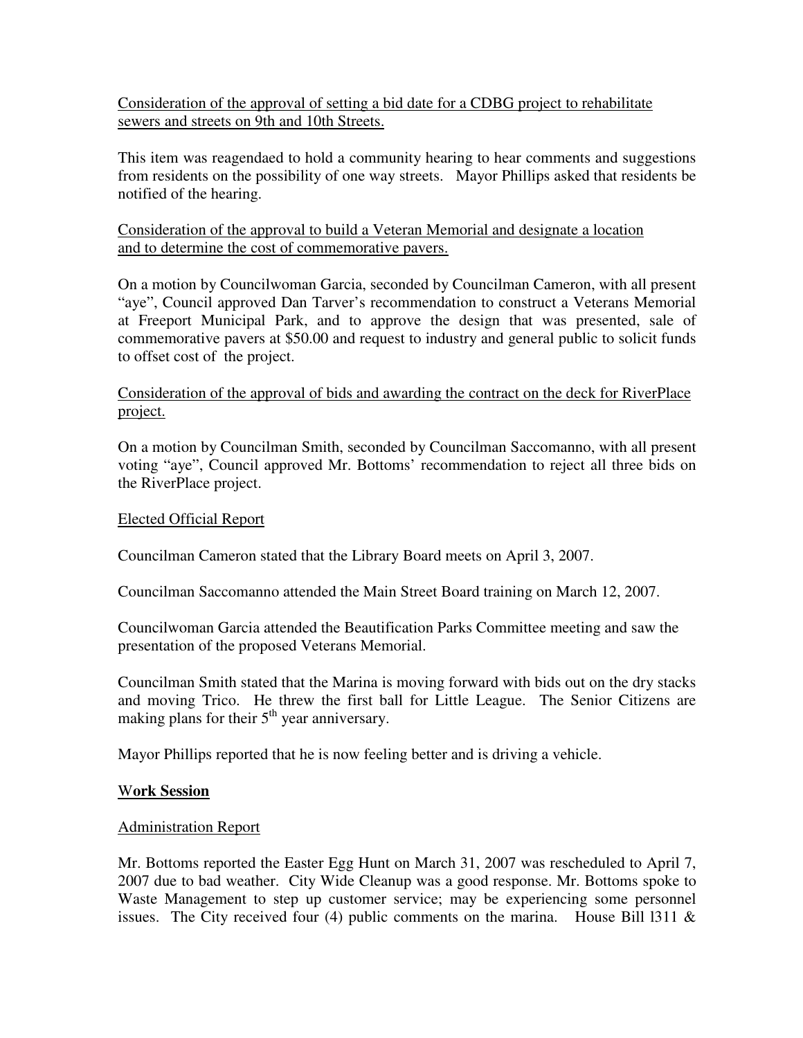Consideration of the approval of setting a bid date for a CDBG project to rehabilitate sewers and streets on 9th and 10th Streets.

This item was reagendaed to hold a community hearing to hear comments and suggestions from residents on the possibility of one way streets. Mayor Phillips asked that residents be notified of the hearing.

Consideration of the approval to build a Veteran Memorial and designate a location and to determine the cost of commemorative pavers.

On a motion by Councilwoman Garcia, seconded by Councilman Cameron, with all present "aye", Council approved Dan Tarver's recommendation to construct a Veterans Memorial at Freeport Municipal Park, and to approve the design that was presented, sale of commemorative pavers at $50.00 and request to industry and general public to solicit funds to offset cost of the project.

Consideration of the approval of bids and awarding the contract on the deck for RiverPlace project.

On a motion by Councilman Smith, seconded by Councilman Saccomanno, with all present voting "aye", Council approved Mr. Bottoms' recommendation to reject all three bids on the RiverPlace project.

Elected Official Report

Councilman Cameron stated that the Library Board meets on April 3, 2007.

Councilman Saccomanno attended the Main Street Board training on March 12, 2007.

Councilwoman Garcia attended the Beautification Parks Committee meeting and saw the presentation of the proposed Veterans Memorial.

Councilman Smith stated that the Marina is moving forward with bids out on the dry stacks and moving Trico. He threw the first ball for Little League. The Senior Citizens are making plans for their 5th year anniversary.

Mayor Phillips reported that he is now feeling better and is driving a vehicle.

**Work Session**

Administration Report

Mr. Bottoms reported the Easter Egg Hunt on March 31, 2007 was rescheduled to April 7, 2007 due to bad weather. City Wide Cleanup was a good response. Mr. Bottoms spoke to Waste Management to step up customer service; may be experiencing some personnel issues. The City received four (4) public comments on the marina. House Bill l311 &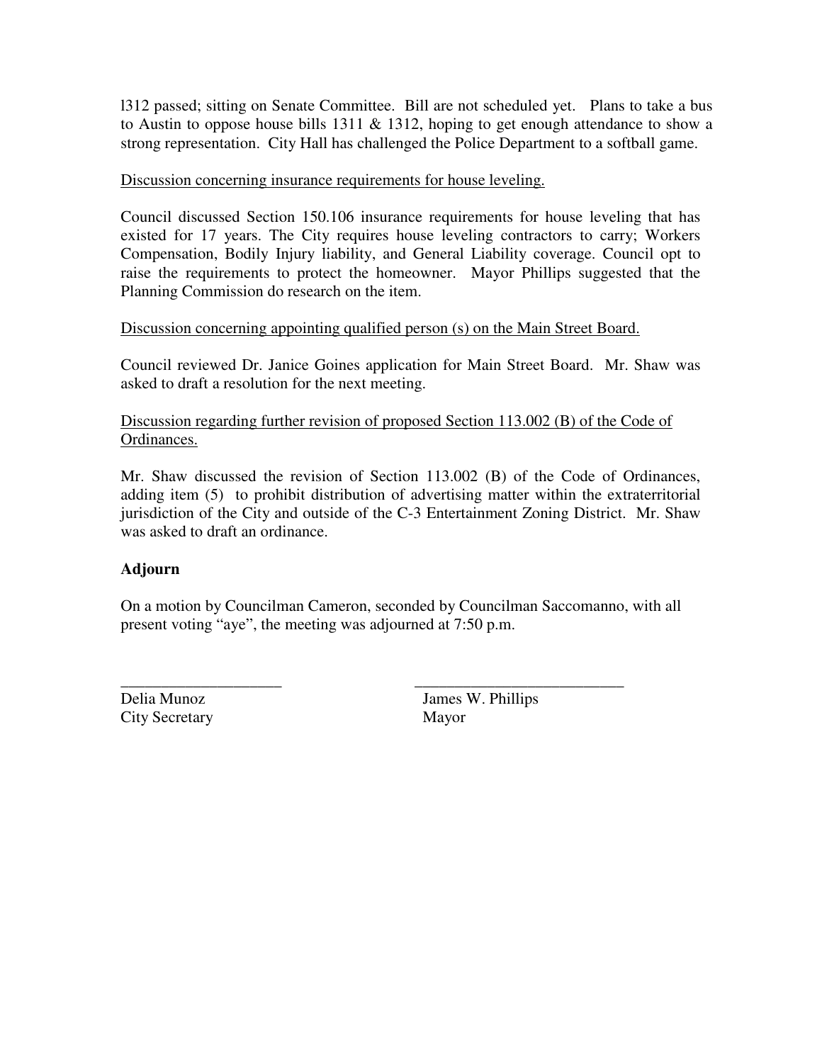l312 passed; sitting on Senate Committee. Bill are not scheduled yet. Plans to take a bus to Austin to oppose house bills 1311 & 1312, hoping to get enough attendance to show a strong representation. City Hall has challenged the Police Department to a softball game.

<u>Discussion concerning insurance requirements for house leveling.</u>

Council discussed Section 150.106 insurance requirements for house leveling that has existed for 17 years. The City requires house leveling contractors to carry; Workers Compensation, Bodily Injury liability, and General Liability coverage. Council opt to raise the requirements to protect the homeowner. Mayor Phillips suggested that the Planning Commission do research on the item.

<u>Discussion concerning appointing qualified person (s) on the Main Street Board.</u>

Council reviewed Dr. Janice Goines application for Main Street Board. Mr. Shaw was asked to draft a resolution for the next meeting.

<u>Discussion regarding further revision of proposed Section 113.002 (B) of the Code of Ordinances.</u>

Mr. Shaw discussed the revision of Section 113.002 (B) of the Code of Ordinances, adding item (5) to prohibit distribution of advertising matter within the extraterritorial jurisdiction of the City and outside of the C-3 Entertainment Zoning District. Mr. Shaw was asked to draft an ordinance.

**Adjourn**

On a motion by Councilman Cameron, seconded by Councilman Saccomanno, with all present voting "aye", the meeting was adjourned at 7:50 p.m.

____________________ ___________________________

Delia Munoz
City Secretary

James W. Phillips
Mayor